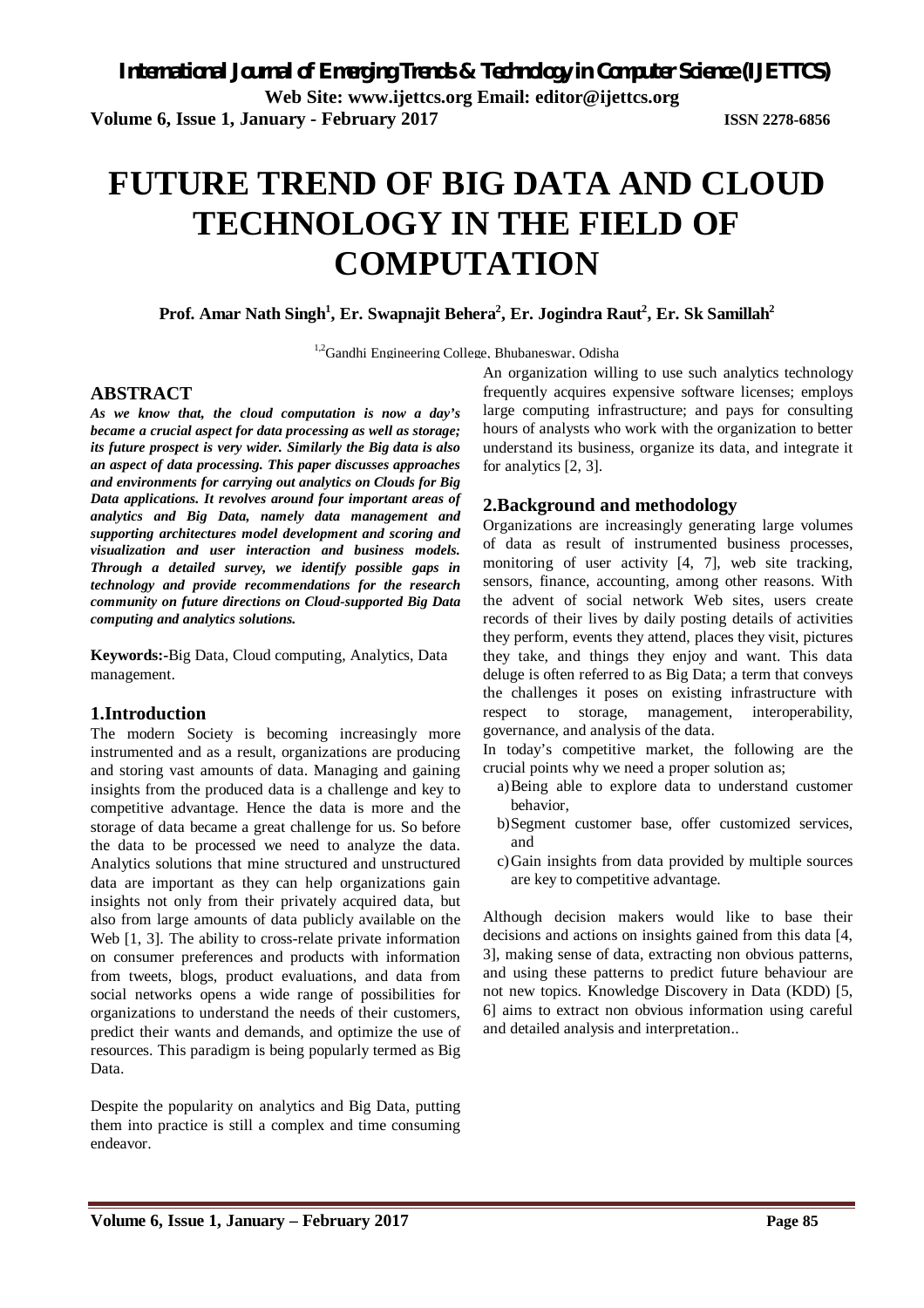# FUTURE TREND OF BIG DATA AND CLOUD TECHNOLOGY IN THE FIELD OF COMPUTATION

**Prof. Amar Nath Singh[1], Er. Swapnajit Behera[2], Er. Jogindra Raut[2], Er. Sk Samillah[2]**

[1,2]Gandhi Engineering College, Bhubaneswar, Odisha

## ABSTRACT

***As we know that, the cloud computation is now a day's became a crucial aspect for data processing as well as storage; its future prospect is very wider. Similarly the Big data is also an aspect of data processing. This paper discusses approaches and environments for carrying out analytics on Clouds for Big Data applications. It revolves around four important areas of analytics and Big Data, namely data management and supporting architectures model development and scoring and visualization and user interaction and business models. Through a detailed survey, we identify possible gaps in technology and provide recommendations for the research community on future directions on Cloud-supported Big Data computing and analytics solutions.***

**Keywords:-**Big Data, Cloud computing, Analytics, Data management.

## 1.Introduction

The modern Society is becoming increasingly more instrumented and as a result, organizations are producing and storing vast amounts of data. Managing and gaining insights from the produced data is a challenge and key to competitive advantage. Hence the data is more and the storage of data became a great challenge for us. So before the data to be processed we need to analyze the data. Analytics solutions that mine structured and unstructured data are important as they can help organizations gain insights not only from their privately acquired data, but also from large amounts of data publicly available on the Web [1, 3]. The ability to cross-relate private information on consumer preferences and products with information from tweets, blogs, product evaluations, and data from social networks opens a wide range of possibilities for organizations to understand the needs of their customers, predict their wants and demands, and optimize the use of resources. This paradigm is being popularly termed as Big Data.

Despite the popularity on analytics and Big Data, putting them into practice is still a complex and time consuming endeavor.

An organization willing to use such analytics technology frequently acquires expensive software licenses; employs large computing infrastructure; and pays for consulting hours of analysts who work with the organization to better understand its business, organize its data, and integrate it for analytics [2, 3].

## 2.Background and methodology

Organizations are increasingly generating large volumes of data as result of instrumented business processes, monitoring of user activity [4, 7], web site tracking, sensors, finance, accounting, among other reasons. With the advent of social network Web sites, users create records of their lives by daily posting details of activities they perform, events they attend, places they visit, pictures they take, and things they enjoy and want. This data deluge is often referred to as Big Data; a term that conveys the challenges it poses on existing infrastructure with respect to storage, management, interoperability, governance, and analysis of the data.

In today's competitive market, the following are the crucial points why we need a proper solution as;

a) Being able to explore data to understand customer behavior,
b) Segment customer base, offer customized services, and
c) Gain insights from data provided by multiple sources are key to competitive advantage.

Although decision makers would like to base their decisions and actions on insights gained from this data [4, 3], making sense of data, extracting non obvious patterns, and using these patterns to predict future behaviour are not new topics. Knowledge Discovery in Data (KDD) [5, 6] aims to extract non obvious information using careful and detailed analysis and interpretation..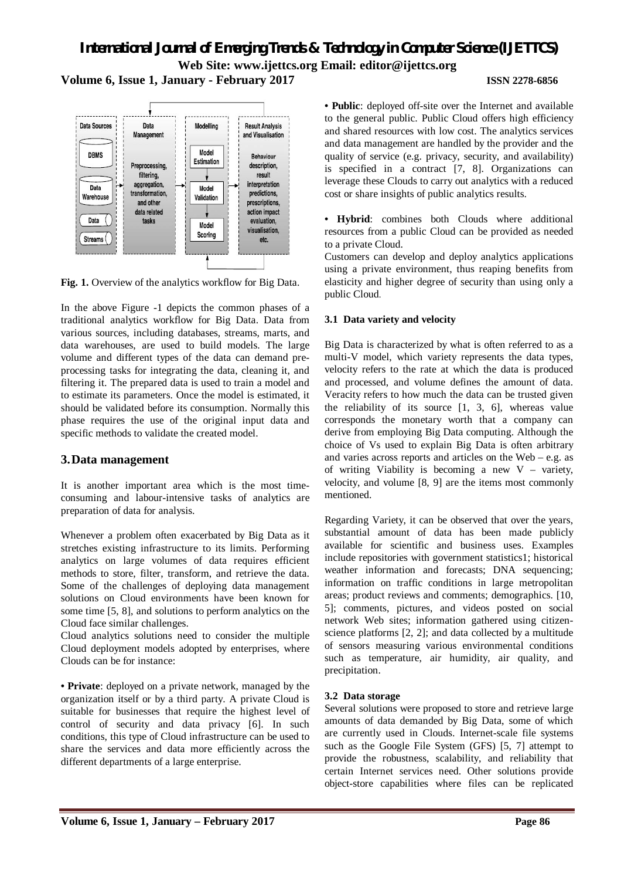Data Sources

DBMS

Data Warehouse

Data

Streams

Data Management

Preprocessing, filtering, aggregation, transformation, and other data related tasks

Modelling

Model Estimation

Model Validation

Model Scoring

Result Analysis and Visualisation

Behaviour description, result interpretation predictions, prescriptions, action impact evaluation, visualisation, etc.

**Fig. 1.** Overview of the analytics workflow for Big Data.

In the above Figure -1 depicts the common phases of a traditional analytics workflow for Big Data. Data from various sources, including databases, streams, marts, and data warehouses, are used to build models. The large volume and different types of the data can demand pre-processing tasks for integrating the data, cleaning it, and filtering it. The prepared data is used to train a model and to estimate its parameters. Once the model is estimated, it should be validated before its consumption. Normally this phase requires the use of the original input data and specific methods to validate the created model.

## 3. Data management

It is another important area which is the most time-consuming and labour-intensive tasks of analytics are preparation of data for analysis.

Whenever a problem often exacerbated by Big Data as it stretches existing infrastructure to its limits. Performing analytics on large volumes of data requires efficient methods to store, filter, transform, and retrieve the data. Some of the challenges of deploying data management solutions on Cloud environments have been known for some time [5, 8], and solutions to perform analytics on the Cloud face similar challenges.

Cloud analytics solutions need to consider the multiple Cloud deployment models adopted by enterprises, where Clouds can be for instance:

- **Private**: deployed on a private network, managed by the organization itself or by a third party. A private Cloud is suitable for businesses that require the highest level of control of security and data privacy [6]. In such conditions, this type of Cloud infrastructure can be used to share the services and data more efficiently across the different departments of a large enterprise.

- **Public**: deployed off-site over the Internet and available to the general public. Public Cloud offers high efficiency and shared resources with low cost. The analytics services and data management are handled by the provider and the quality of service (e.g. privacy, security, and availability) is specified in a contract [7, 8]. Organizations can leverage these Clouds to carry out analytics with a reduced cost or share insights of public analytics results.

- **Hybrid**: combines both Clouds where additional resources from a public Cloud can be provided as needed to a private Cloud.

Customers can develop and deploy analytics applications using a private environment, thus reaping benefits from elasticity and higher degree of security than using only a public Cloud.

### 3.1 Data variety and velocity

Big Data is characterized by what is often referred to as a multi-V model, which variety represents the data types, velocity refers to the rate at which the data is produced and processed, and volume defines the amount of data. Veracity refers to how much the data can be trusted given the reliability of its source [1, 3, 6], whereas value corresponds the monetary worth that a company can derive from employing Big Data computing. Although the choice of Vs used to explain Big Data is often arbitrary and varies across reports and articles on the Web – e.g. as of writing Viability is becoming a new V – variety, velocity, and volume [8, 9] are the items most commonly mentioned.

Regarding Variety, it can be observed that over the years, substantial amount of data has been made publicly available for scientific and business uses. Examples include repositories with government statistics1; historical weather information and forecasts; DNA sequencing; information on traffic conditions in large metropolitan areas; product reviews and comments; demographics. [10, 5]; comments, pictures, and videos posted on social network Web sites; information gathered using citizen-science platforms [2, 2]; and data collected by a multitude of sensors measuring various environmental conditions such as temperature, air humidity, air quality, and precipitation.

### 3.2 Data storage

Several solutions were proposed to store and retrieve large amounts of data demanded by Big Data, some of which are currently used in Clouds. Internet-scale file systems such as the Google File System (GFS) [5, 7] attempt to provide the robustness, scalability, and reliability that certain Internet services need. Other solutions provide object-store capabilities where files can be replicated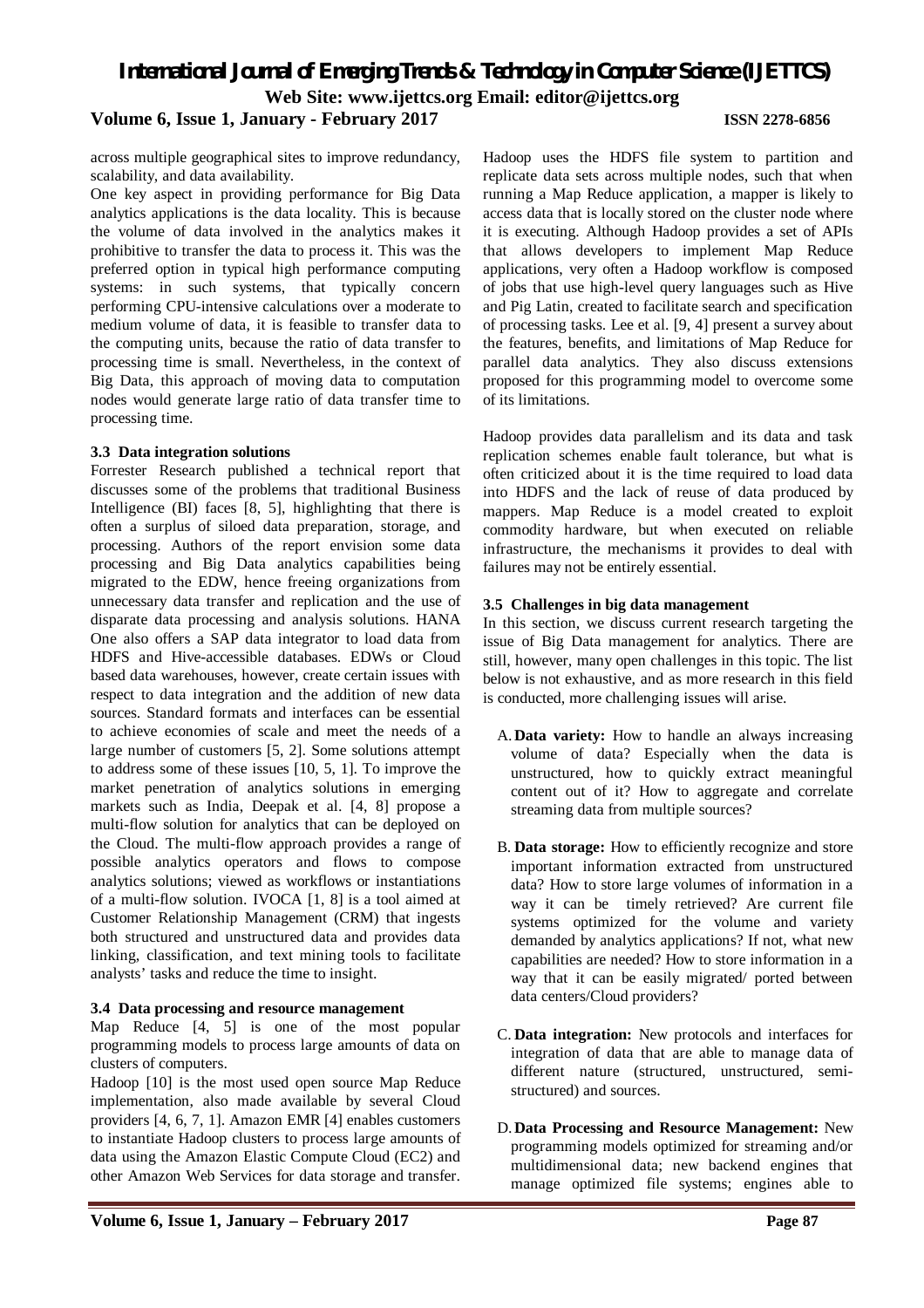across multiple geographical sites to improve redundancy, scalability, and data availability.

One key aspect in providing performance for Big Data analytics applications is the data locality. This is because the volume of data involved in the analytics makes it prohibitive to transfer the data to process it. This was the preferred option in typical high performance computing systems: in such systems, that typically concern performing CPU-intensive calculations over a moderate to medium volume of data, it is feasible to transfer data to the computing units, because the ratio of data transfer to processing time is small. Nevertheless, in the context of Big Data, this approach of moving data to computation nodes would generate large ratio of data transfer time to processing time.

### 3.3 Data integration solutions

Forrester Research published a technical report that discusses some of the problems that traditional Business Intelligence (BI) faces [8, 5], highlighting that there is often a surplus of siloed data preparation, storage, and processing. Authors of the report envision some data processing and Big Data analytics capabilities being migrated to the EDW, hence freeing organizations from unnecessary data transfer and replication and the use of disparate data processing and analysis solutions. HANA One also offers a SAP data integrator to load data from HDFS and Hive-accessible databases. EDWs or Cloud based data warehouses, however, create certain issues with respect to data integration and the addition of new data sources. Standard formats and interfaces can be essential to achieve economies of scale and meet the needs of a large number of customers [5, 2]. Some solutions attempt to address some of these issues [10, 5, 1]. To improve the market penetration of analytics solutions in emerging markets such as India, Deepak et al. [4, 8] propose a multi-flow solution for analytics that can be deployed on the Cloud. The multi-flow approach provides a range of possible analytics operators and flows to compose analytics solutions; viewed as workflows or instantiations of a multi-flow solution. IVOCA [1, 8] is a tool aimed at Customer Relationship Management (CRM) that ingests both structured and unstructured data and provides data linking, classification, and text mining tools to facilitate analysts' tasks and reduce the time to insight.

### 3.4 Data processing and resource management

Map Reduce [4, 5] is one of the most popular programming models to process large amounts of data on clusters of computers.

Hadoop [10] is the most used open source Map Reduce implementation, also made available by several Cloud providers [4, 6, 7, 1]. Amazon EMR [4] enables customers to instantiate Hadoop clusters to process large amounts of data using the Amazon Elastic Compute Cloud (EC2) and other Amazon Web Services for data storage and transfer. Hadoop uses the HDFS file system to partition and replicate data sets across multiple nodes, such that when running a Map Reduce application, a mapper is likely to access data that is locally stored on the cluster node where it is executing. Although Hadoop provides a set of APIs that allows developers to implement Map Reduce applications, very often a Hadoop workflow is composed of jobs that use high-level query languages such as Hive and Pig Latin, created to facilitate search and specification of processing tasks. Lee et al. [9, 4] present a survey about the features, benefits, and limitations of Map Reduce for parallel data analytics. They also discuss extensions proposed for this programming model to overcome some of its limitations.

Hadoop provides data parallelism and its data and task replication schemes enable fault tolerance, but what is often criticized about it is the time required to load data into HDFS and the lack of reuse of data produced by mappers. Map Reduce is a model created to exploit commodity hardware, but when executed on reliable infrastructure, the mechanisms it provides to deal with failures may not be entirely essential.

### 3.5 Challenges in big data management

In this section, we discuss current research targeting the issue of Big Data management for analytics. There are still, however, many open challenges in this topic. The list below is not exhaustive, and as more research in this field is conducted, more challenging issues will arise.

A. **Data variety:** How to handle an always increasing volume of data? Especially when the data is unstructured, how to quickly extract meaningful content out of it? How to aggregate and correlate streaming data from multiple sources?

B. **Data storage:** How to efficiently recognize and store important information extracted from unstructured data? How to store large volumes of information in a way it can be timely retrieved? Are current file systems optimized for the volume and variety demanded by analytics applications? If not, what new capabilities are needed? How to store information in a way that it can be easily migrated/ ported between data centers/Cloud providers?

C. **Data integration:** New protocols and interfaces for integration of data that are able to manage data of different nature (structured, unstructured, semi-structured) and sources.

D. **Data Processing and Resource Management:** New programming models optimized for streaming and/or multidimensional data; new backend engines that manage optimized file systems; engines able to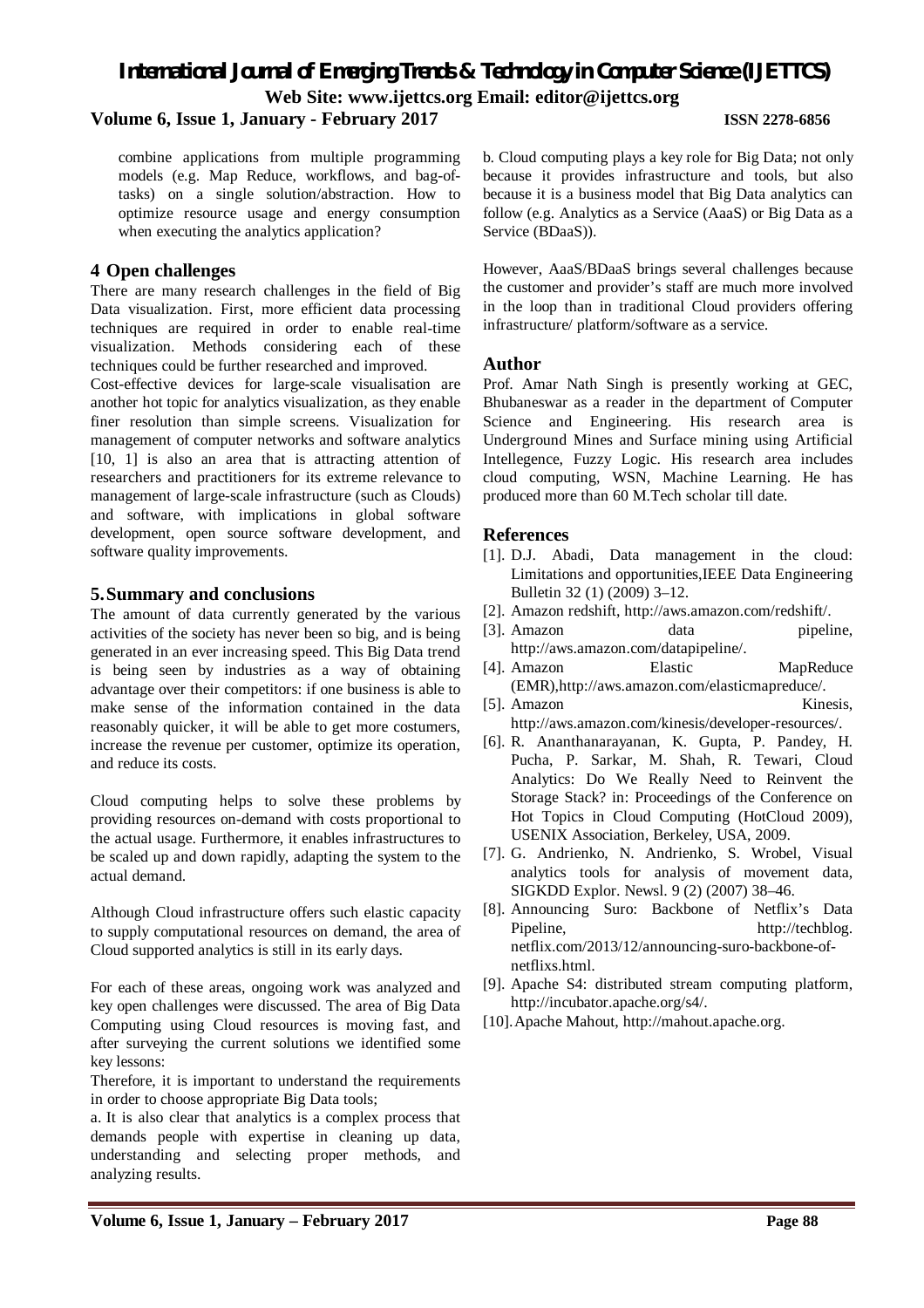combine applications from multiple programming models (e.g. Map Reduce, workflows, and bag-of-tasks) on a single solution/abstraction. How to optimize resource usage and energy consumption when executing the analytics application?

## 4 Open challenges

There are many research challenges in the field of Big Data visualization. First, more efficient data processing techniques are required in order to enable real-time visualization. Methods considering each of these techniques could be further researched and improved.

Cost-effective devices for large-scale visualisation are another hot topic for analytics visualization, as they enable finer resolution than simple screens. Visualization for management of computer networks and software analytics [10, 1] is also an area that is attracting attention of researchers and practitioners for its extreme relevance to management of large-scale infrastructure (such as Clouds) and software, with implications in global software development, open source software development, and software quality improvements.

## 5. Summary and conclusions

The amount of data currently generated by the various activities of the society has never been so big, and is being generated in an ever increasing speed. This Big Data trend is being seen by industries as a way of obtaining advantage over their competitors: if one business is able to make sense of the information contained in the data reasonably quicker, it will be able to get more costumers, increase the revenue per customer, optimize its operation, and reduce its costs.

Cloud computing helps to solve these problems by providing resources on-demand with costs proportional to the actual usage. Furthermore, it enables infrastructures to be scaled up and down rapidly, adapting the system to the actual demand.

Although Cloud infrastructure offers such elastic capacity to supply computational resources on demand, the area of Cloud supported analytics is still in its early days.

For each of these areas, ongoing work was analyzed and key open challenges were discussed. The area of Big Data Computing using Cloud resources is moving fast, and after surveying the current solutions we identified some key lessons:

Therefore, it is important to understand the requirements in order to choose appropriate Big Data tools;

a. It is also clear that analytics is a complex process that demands people with expertise in cleaning up data, understanding and selecting proper methods, and analyzing results.

b. Cloud computing plays a key role for Big Data; not only because it provides infrastructure and tools, but also because it is a business model that Big Data analytics can follow (e.g. Analytics as a Service (AaaS) or Big Data as a Service (BDaaS)).

However, AaaS/BDaaS brings several challenges because the customer and provider's staff are much more involved in the loop than in traditional Cloud providers offering infrastructure/ platform/software as a service.

## Author

Prof. Amar Nath Singh is presently working at GEC, Bhubaneswar as a reader in the department of Computer Science and Engineering. His research area is Underground Mines and Surface mining using Artificial Intellegence, Fuzzy Logic. His research area includes cloud computing, WSN, Machine Learning. He has produced more than 60 M.Tech scholar till date.

## References

[1]. D.J. Abadi, Data management in the cloud: Limitations and opportunities,IEEE Data Engineering Bulletin 32 (1) (2009) 3–12.

[2]. Amazon redshift, http://aws.amazon.com/redshift/.

[3]. Amazon data pipeline, http://aws.amazon.com/datapipeline/.

[4]. Amazon Elastic MapReduce (EMR),http://aws.amazon.com/elasticmapreduce/.

[5]. Amazon Kinesis, http://aws.amazon.com/kinesis/developer-resources/.

[6]. R. Ananthanarayanan, K. Gupta, P. Pandey, H. Pucha, P. Sarkar, M. Shah, R. Tewari, Cloud Analytics: Do We Really Need to Reinvent the Storage Stack? in: Proceedings of the Conference on Hot Topics in Cloud Computing (HotCloud 2009), USENIX Association, Berkeley, USA, 2009.

[7]. G. Andrienko, N. Andrienko, S. Wrobel, Visual analytics tools for analysis of movement data, SIGKDD Explor. Newsl. 9 (2) (2007) 38–46.

[8]. Announcing Suro: Backbone of Netflix's Data Pipeline, http://techblog. netflix.com/2013/12/announcing-suro-backbone-of-netflixs.html.

[9]. Apache S4: distributed stream computing platform, http://incubator.apache.org/s4/.

[10]. Apache Mahout, http://mahout.apache.org.